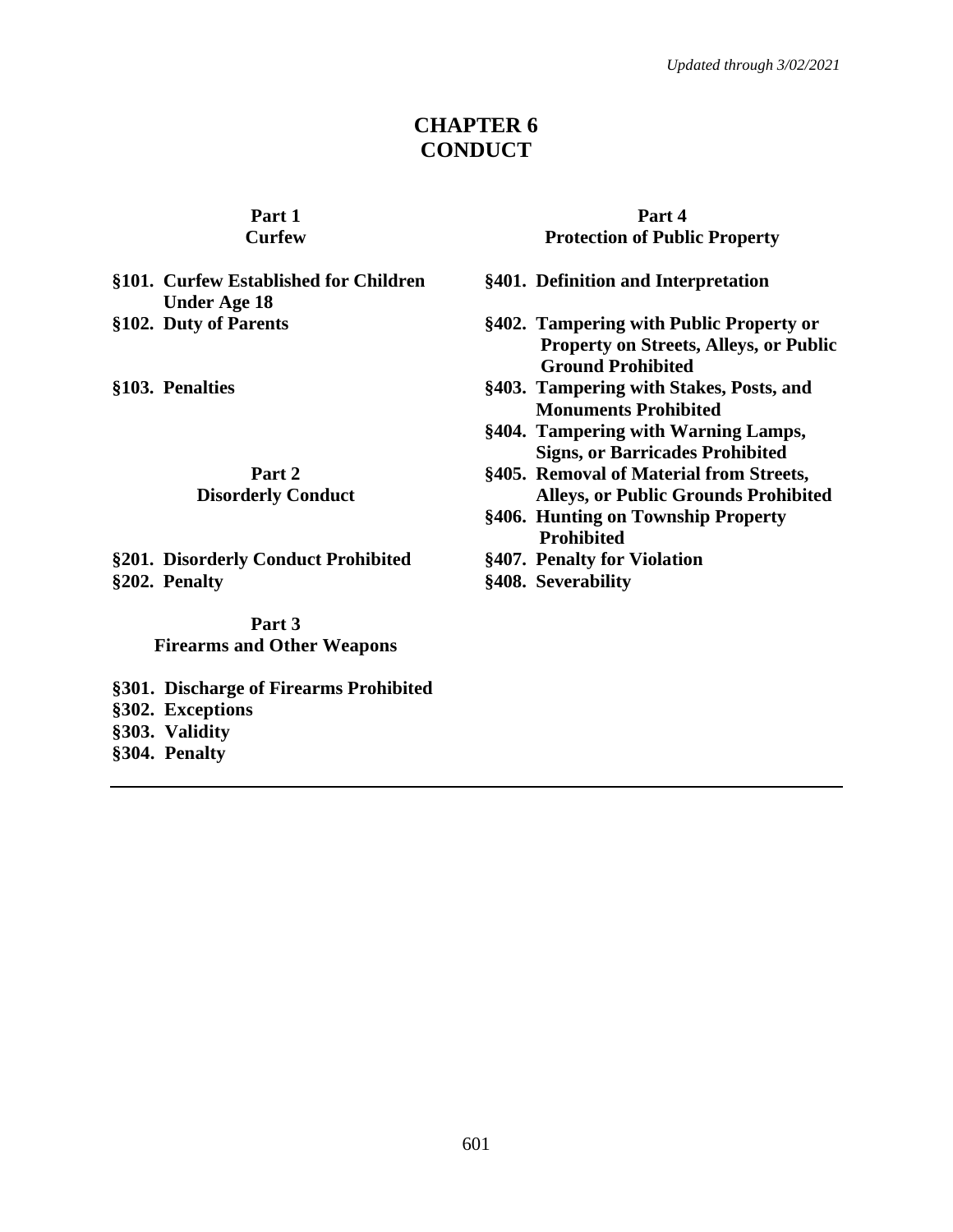*Updated through 3/02/2021*

# CHAPTER 6
# CONDUCT

**Part 1**
**Curfew**

**§101. Curfew Established for Children Under Age 18**
**§102. Duty of Parents**
**§103. Penalties**

**Part 2**
**Disorderly Conduct**

**§201. Disorderly Conduct Prohibited**
**§202. Penalty**

**Part 3**
**Firearms and Other Weapons**

**§301. Discharge of Firearms Prohibited**
**§302. Exceptions**
**§303. Validity**
**§304. Penalty**

**Part 4**
**Protection of Public Property**

**§401. Definition and Interpretation**
**§402. Tampering with Public Property or Property on Streets, Alleys, or Public Ground Prohibited**
**§403. Tampering with Stakes, Posts, and Monuments Prohibited**
**§404. Tampering with Warning Lamps, Signs, or Barricades Prohibited**
**§405. Removal of Material from Streets, Alleys, or Public Grounds Prohibited**
**§406. Hunting on Township Property Prohibited**
**§407. Penalty for Violation**
**§408. Severability**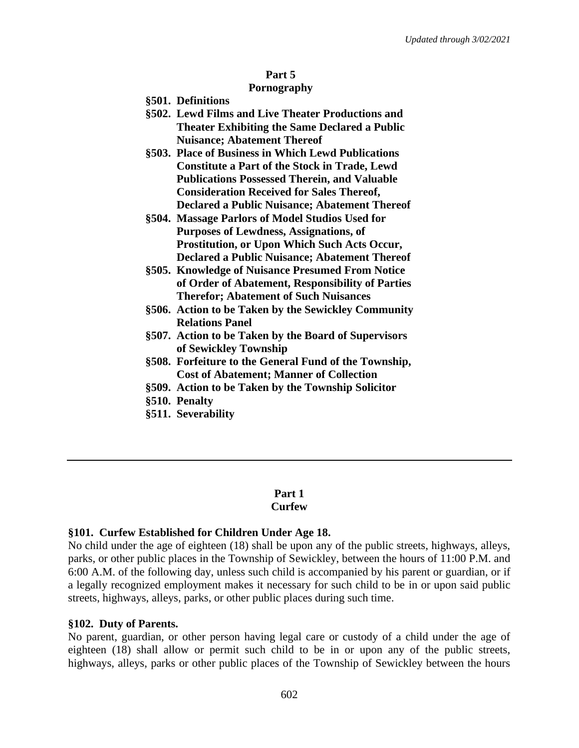## Part 5
## Pornography

**§501. Definitions**
**§502. Lewd Films and Live Theater Productions and Theater Exhibiting the Same Declared a Public Nuisance; Abatement Thereof**
**§503. Place of Business in Which Lewd Publications Constitute a Part of the Stock in Trade, Lewd Publications Possessed Therein, and Valuable Consideration Received for Sales Thereof, Declared a Public Nuisance; Abatement Thereof**
**§504. Massage Parlors of Model Studios Used for Purposes of Lewdness, Assignations, of Prostitution, or Upon Which Such Acts Occur, Declared a Public Nuisance; Abatement Thereof**
**§505. Knowledge of Nuisance Presumed From Notice of Order of Abatement, Responsibility of Parties Therefor; Abatement of Such Nuisances**
**§506. Action to be Taken by the Sewickley Community Relations Panel**
**§507. Action to be Taken by the Board of Supervisors of Sewickley Township**
**§508. Forfeiture to the General Fund of the Township, Cost of Abatement; Manner of Collection**
**§509. Action to be Taken by the Township Solicitor**
**§510. Penalty**
**§511. Severability**

---

## Part 1
## Curfew

### §101. Curfew Established for Children Under Age 18.

No child under the age of eighteen (18) shall be upon any of the public streets, highways, alleys, parks, or other public places in the Township of Sewickley, between the hours of 11:00 P.M. and 6:00 A.M. of the following day, unless such child is accompanied by his parent or guardian, or if a legally recognized employment makes it necessary for such child to be in or upon said public streets, highways, alleys, parks, or other public places during such time.

### §102. Duty of Parents.

No parent, guardian, or other person having legal care or custody of a child under the age of eighteen (18) shall allow or permit such child to be in or upon any of the public streets, highways, alleys, parks or other public places of the Township of Sewickley between the hours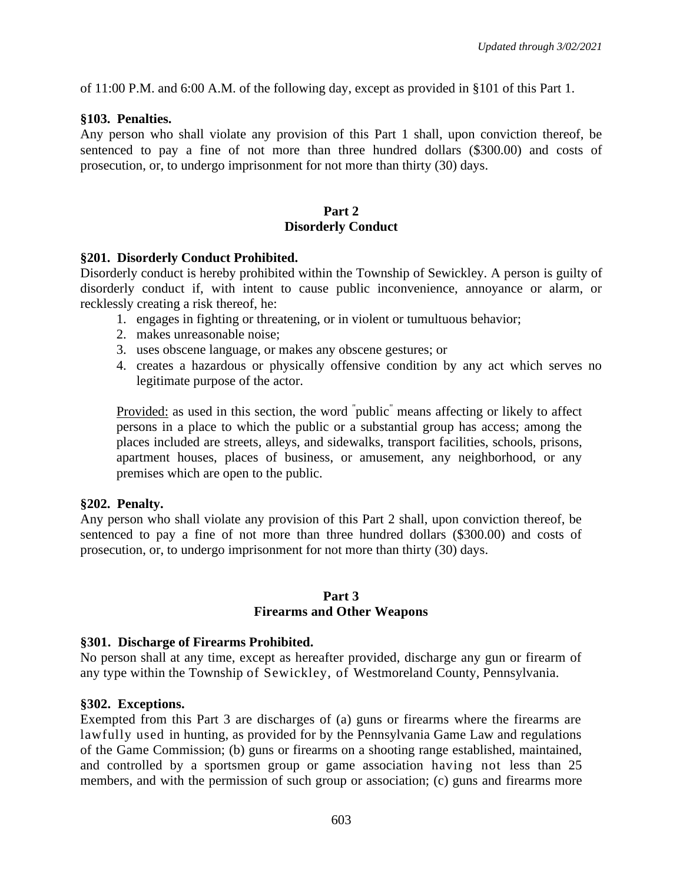of 11:00 P.M. and 6:00 A.M. of the following day, except as provided in §101 of this Part 1.

**§103. Penalties.**
Any person who shall violate any provision of this Part 1 shall, upon conviction thereof, be sentenced to pay a fine of not more than three hundred dollars ($300.00) and costs of prosecution, or, to undergo imprisonment for not more than thirty (30) days.

## Part 2
## Disorderly Conduct

**§201. Disorderly Conduct Prohibited.**
Disorderly conduct is hereby prohibited within the Township of Sewickley. A person is guilty of disorderly conduct if, with intent to cause public inconvenience, annoyance or alarm, or recklessly creating a risk thereof, he:

1. engages in fighting or threatening, or in violent or tumultuous behavior;
2. makes unreasonable noise;
3. uses obscene language, or makes any obscene gestures; or
4. creates a hazardous or physically offensive condition by any act which serves no legitimate purpose of the actor.

Provided: as used in this section, the word "public" means affecting or likely to affect persons in a place to which the public or a substantial group has access; among the places included are streets, alleys, and sidewalks, transport facilities, schools, prisons, apartment houses, places of business, or amusement, any neighborhood, or any premises which are open to the public.

**§202. Penalty.**
Any person who shall violate any provision of this Part 2 shall, upon conviction thereof, be sentenced to pay a fine of not more than three hundred dollars ($300.00) and costs of prosecution, or, to undergo imprisonment for not more than thirty (30) days.

## Part 3
## Firearms and Other Weapons

**§301. Discharge of Firearms Prohibited.**
No person shall at any time, except as hereafter provided, discharge any gun or firearm of any type within the Township of Sewickley, of Westmoreland County, Pennsylvania.

**§302. Exceptions.**
Exempted from this Part 3 are discharges of (a) guns or firearms where the firearms are lawfully used in hunting, as provided for by the Pennsylvania Game Law and regulations of the Game Commission; (b) guns or firearms on a shooting range established, maintained, and controlled by a sportsmen group or game association having not less than 25 members, and with the permission of such group or association; (c) guns and firearms more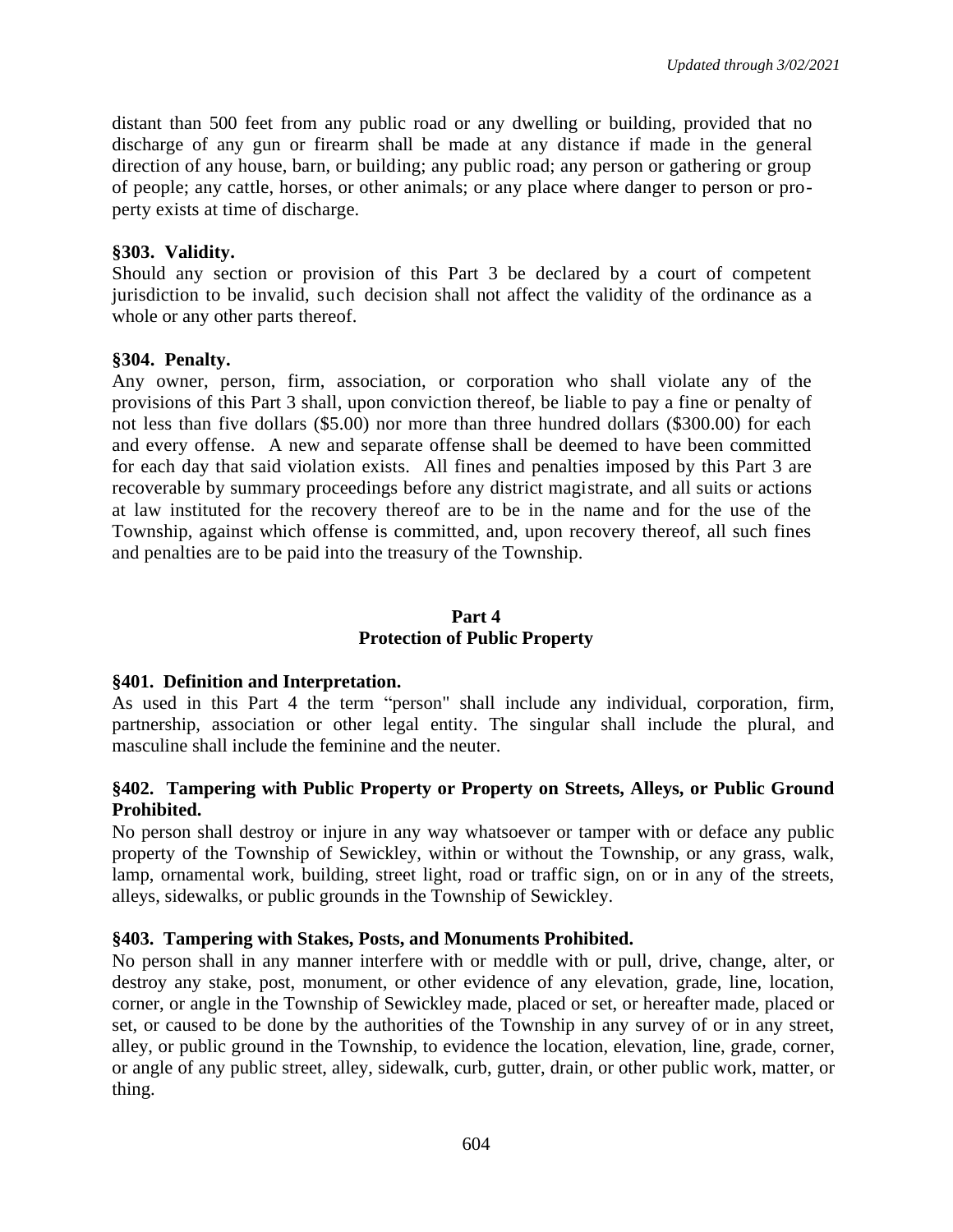distant than 500 feet from any public road or any dwelling or building, provided that no discharge of any gun or firearm shall be made at any distance if made in the general direction of any house, barn, or building; any public road; any person or gathering or group of people; any cattle, horses, or other animals; or any place where danger to person or property exists at time of discharge.

**§303. Validity.**
Should any section or provision of this Part 3 be declared by a court of competent jurisdiction to be invalid, such decision shall not affect the validity of the ordinance as a whole or any other parts thereof.

**§304. Penalty.**
Any owner, person, firm, association, or corporation who shall violate any of the provisions of this Part 3 shall, upon conviction thereof, be liable to pay a fine or penalty of not less than five dollars ($5.00) nor more than three hundred dollars ($300.00) for each and every offense. A new and separate offense shall be deemed to have been committed for each day that said violation exists. All fines and penalties imposed by this Part 3 are recoverable by summary proceedings before any district magistrate, and all suits or actions at law instituted for the recovery thereof are to be in the name and for the use of the Township, against which offense is committed, and, upon recovery thereof, all such fines and penalties are to be paid into the treasury of the Township.

## Part 4
## Protection of Public Property

**§401. Definition and Interpretation.**
As used in this Part 4 the term "person" shall include any individual, corporation, firm, partnership, association or other legal entity. The singular shall include the plural, and masculine shall include the feminine and the neuter.

**§402. Tampering with Public Property or Property on Streets, Alleys, or Public Ground Prohibited.**
No person shall destroy or injure in any way whatsoever or tamper with or deface any public property of the Township of Sewickley, within or without the Township, or any grass, walk, lamp, ornamental work, building, street light, road or traffic sign, on or in any of the streets, alleys, sidewalks, or public grounds in the Township of Sewickley.

**§403. Tampering with Stakes, Posts, and Monuments Prohibited.**
No person shall in any manner interfere with or meddle with or pull, drive, change, alter, or destroy any stake, post, monument, or other evidence of any elevation, grade, line, location, corner, or angle in the Township of Sewickley made, placed or set, or hereafter made, placed or set, or caused to be done by the authorities of the Township in any survey of or in any street, alley, or public ground in the Township, to evidence the location, elevation, line, grade, corner, or angle of any public street, alley, sidewalk, curb, gutter, drain, or other public work, matter, or thing.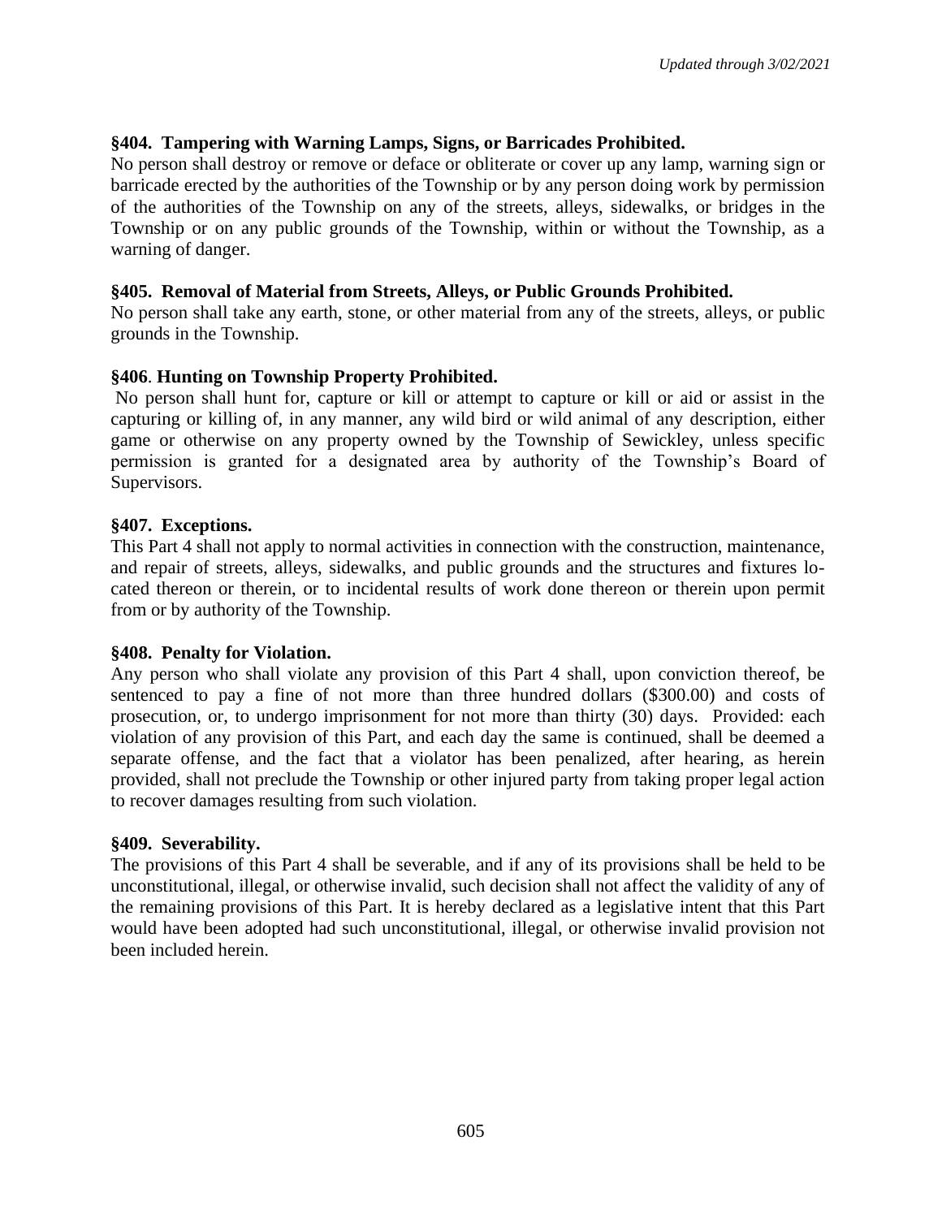### §404. Tampering with Warning Lamps, Signs, or Barricades Prohibited.

No person shall destroy or remove or deface or obliterate or cover up any lamp, warning sign or barricade erected by the authorities of the Township or by any person doing work by permission of the authorities of the Township on any of the streets, alleys, sidewalks, or bridges in the Township or on any public grounds of the Township, within or without the Township, as a warning of danger.

### §405. Removal of Material from Streets, Alleys, or Public Grounds Prohibited.

No person shall take any earth, stone, or other material from any of the streets, alleys, or public grounds in the Township.

### §406. Hunting on Township Property Prohibited.

No person shall hunt for, capture or kill or attempt to capture or kill or aid or assist in the capturing or killing of, in any manner, any wild bird or wild animal of any description, either game or otherwise on any property owned by the Township of Sewickley, unless specific permission is granted for a designated area by authority of the Township's Board of Supervisors.

### §407. Exceptions.

This Part 4 shall not apply to normal activities in connection with the construction, maintenance, and repair of streets, alleys, sidewalks, and public grounds and the structures and fixtures located thereon or therein, or to incidental results of work done thereon or therein upon permit from or by authority of the Township.

### §408. Penalty for Violation.

Any person who shall violate any provision of this Part 4 shall, upon conviction thereof, be sentenced to pay a fine of not more than three hundred dollars ($300.00) and costs of prosecution, or, to undergo imprisonment for not more than thirty (30) days. Provided: each violation of any provision of this Part, and each day the same is continued, shall be deemed a separate offense, and the fact that a violator has been penalized, after hearing, as herein provided, shall not preclude the Township or other injured party from taking proper legal action to recover damages resulting from such violation.

### §409. Severability.

The provisions of this Part 4 shall be severable, and if any of its provisions shall be held to be unconstitutional, illegal, or otherwise invalid, such decision shall not affect the validity of any of the remaining provisions of this Part. It is hereby declared as a legislative intent that this Part would have been adopted had such unconstitutional, illegal, or otherwise invalid provision not been included herein.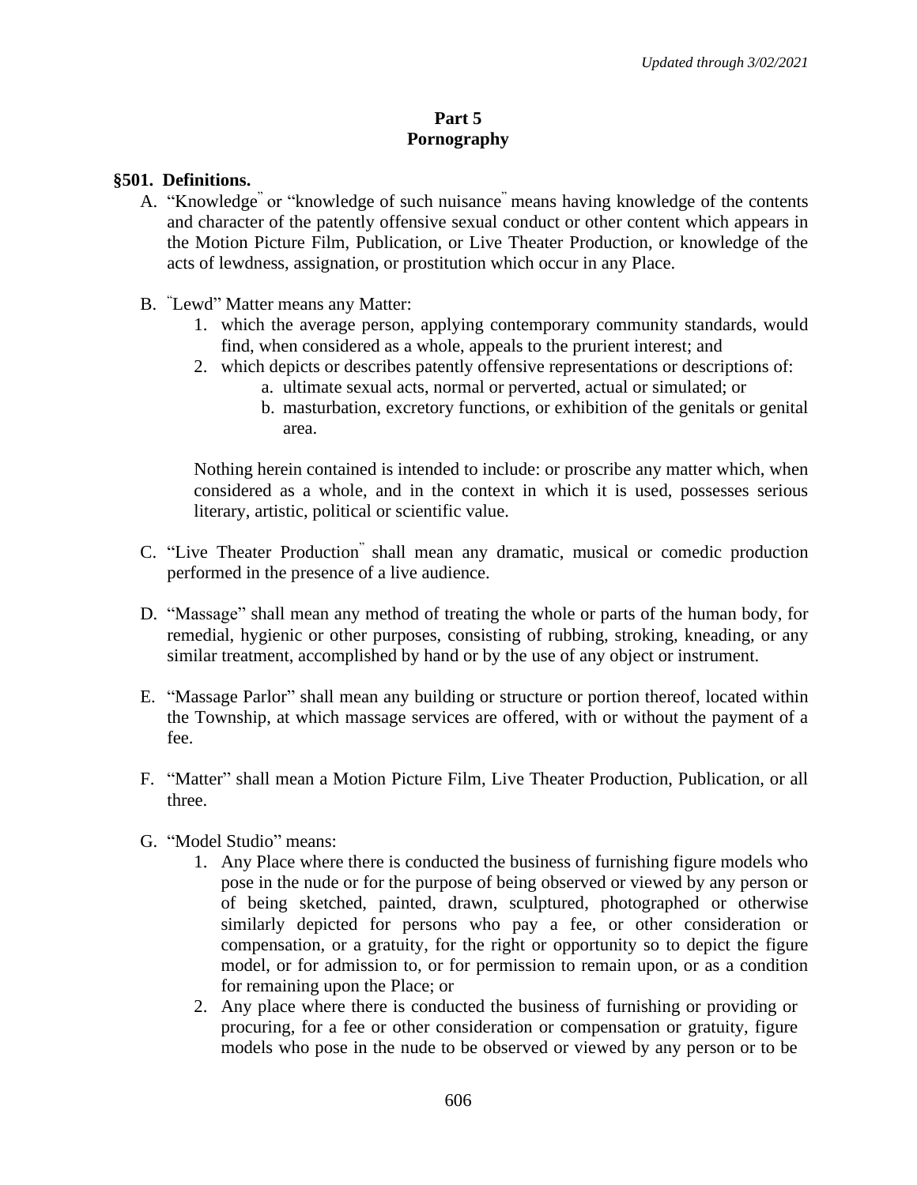# Part 5
# Pornography

## §501. Definitions.

A. "Knowledge" or "knowledge of such nuisance" means having knowledge of the contents and character of the patently offensive sexual conduct or other content which appears in the Motion Picture Film, Publication, or Live Theater Production, or knowledge of the acts of lewdness, assignation, or prostitution which occur in any Place.

B. "Lewd" Matter means any Matter:
   1. which the average person, applying contemporary community standards, would find, when considered as a whole, appeals to the prurient interest; and
   2. which depicts or describes patently offensive representations or descriptions of:
      a. ultimate sexual acts, normal or perverted, actual or simulated; or
      b. masturbation, excretory functions, or exhibition of the genitals or genital area.

   Nothing herein contained is intended to include: or proscribe any matter which, when considered as a whole, and in the context in which it is used, possesses serious literary, artistic, political or scientific value.

C. "Live Theater Production" shall mean any dramatic, musical or comedic production performed in the presence of a live audience.

D. "Massage" shall mean any method of treating the whole or parts of the human body, for remedial, hygienic or other purposes, consisting of rubbing, stroking, kneading, or any similar treatment, accomplished by hand or by the use of any object or instrument.

E. "Massage Parlor" shall mean any building or structure or portion thereof, located within the Township, at which massage services are offered, with or without the payment of a fee.

F. "Matter" shall mean a Motion Picture Film, Live Theater Production, Publication, or all three.

G. "Model Studio" means:
   1. Any Place where there is conducted the business of furnishing figure models who pose in the nude or for the purpose of being observed or viewed by any person or of being sketched, painted, drawn, sculptured, photographed or otherwise similarly depicted for persons who pay a fee, or other consideration or compensation, or a gratuity, for the right or opportunity so to depict the figure model, or for admission to, or for permission to remain upon, or as a condition for remaining upon the Place; or
   2. Any place where there is conducted the business of furnishing or providing or procuring, for a fee or other consideration or compensation or gratuity, figure models who pose in the nude to be observed or viewed by any person or to be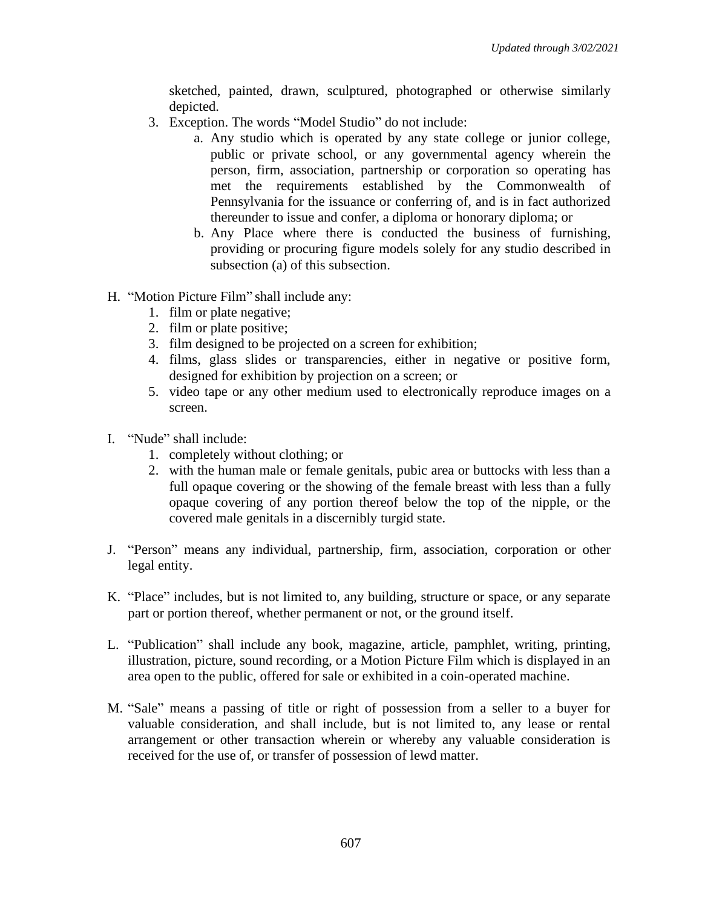sketched, painted, drawn, sculptured, photographed or otherwise similarly depicted.

3. Exception. The words “Model Studio” do not include:
   a. Any studio which is operated by any state college or junior college, public or private school, or any governmental agency wherein the person, firm, association, partnership or corporation so operating has met the requirements established by the Commonwealth of Pennsylvania for the issuance or conferring of, and is in fact authorized thereunder to issue and confer, a diploma or honorary diploma; or
   b. Any Place where there is conducted the business of furnishing, providing or procuring figure models solely for any studio described in subsection (a) of this subsection.

H. “Motion Picture Film” shall include any:
   1. film or plate negative;
   2. film or plate positive;
   3. film designed to be projected on a screen for exhibition;
   4. films, glass slides or transparencies, either in negative or positive form, designed for exhibition by projection on a screen; or
   5. video tape or any other medium used to electronically reproduce images on a screen.

I. “Nude” shall include:
   1. completely without clothing; or
   2. with the human male or female genitals, pubic area or buttocks with less than a full opaque covering or the showing of the female breast with less than a fully opaque covering of any portion thereof below the top of the nipple, or the covered male genitals in a discernibly turgid state.

J. “Person” means any individual, partnership, firm, association, corporation or other legal entity.

K. “Place” includes, but is not limited to, any building, structure or space, or any separate part or portion thereof, whether permanent or not, or the ground itself.

L. “Publication” shall include any book, magazine, article, pamphlet, writing, printing, illustration, picture, sound recording, or a Motion Picture Film which is displayed in an area open to the public, offered for sale or exhibited in a coin-operated machine.

M. “Sale” means a passing of title or right of possession from a seller to a buyer for valuable consideration, and shall include, but is not limited to, any lease or rental arrangement or other transaction wherein or whereby any valuable consideration is received for the use of, or transfer of possession of lewd matter.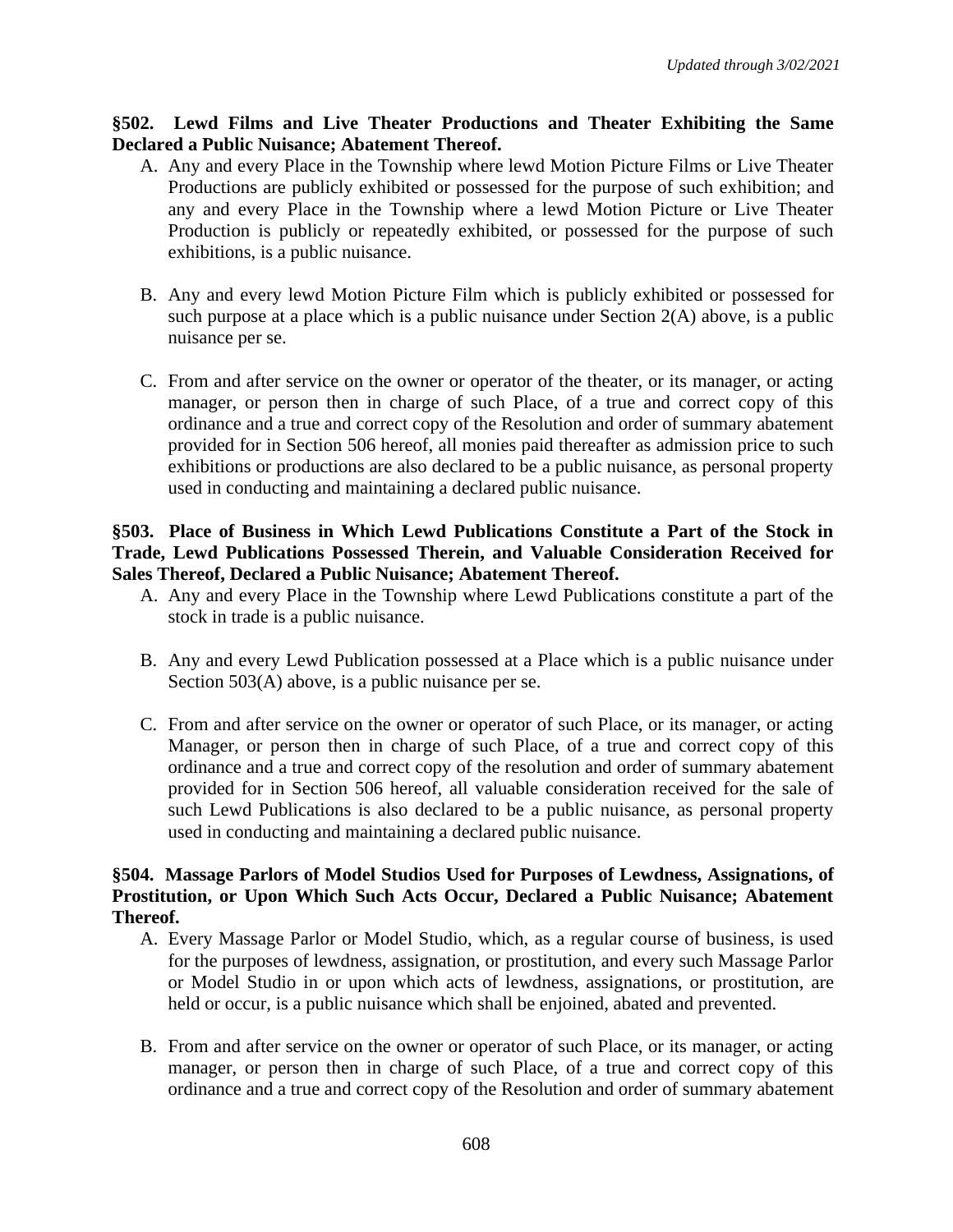**§502. Lewd Films and Live Theater Productions and Theater Exhibiting the Same Declared a Public Nuisance; Abatement Thereof.**

A. Any and every Place in the Township where lewd Motion Picture Films or Live Theater Productions are publicly exhibited or possessed for the purpose of such exhibition; and any and every Place in the Township where a lewd Motion Picture or Live Theater Production is publicly or repeatedly exhibited, or possessed for the purpose of such exhibitions, is a public nuisance.

B. Any and every lewd Motion Picture Film which is publicly exhibited or possessed for such purpose at a place which is a public nuisance under Section 2(A) above, is a public nuisance per se.

C. From and after service on the owner or operator of the theater, or its manager, or acting manager, or person then in charge of such Place, of a true and correct copy of this ordinance and a true and correct copy of the Resolution and order of summary abatement provided for in Section 506 hereof, all monies paid thereafter as admission price to such exhibitions or productions are also declared to be a public nuisance, as personal property used in conducting and maintaining a declared public nuisance.

**§503. Place of Business in Which Lewd Publications Constitute a Part of the Stock in Trade, Lewd Publications Possessed Therein, and Valuable Consideration Received for Sales Thereof, Declared a Public Nuisance; Abatement Thereof.**

A. Any and every Place in the Township where Lewd Publications constitute a part of the stock in trade is a public nuisance.

B. Any and every Lewd Publication possessed at a Place which is a public nuisance under Section 503(A) above, is a public nuisance per se.

C. From and after service on the owner or operator of such Place, or its manager, or acting Manager, or person then in charge of such Place, of a true and correct copy of this ordinance and a true and correct copy of the resolution and order of summary abatement provided for in Section 506 hereof, all valuable consideration received for the sale of such Lewd Publications is also declared to be a public nuisance, as personal property used in conducting and maintaining a declared public nuisance.

**§504. Massage Parlors of Model Studios Used for Purposes of Lewdness, Assignations, of Prostitution, or Upon Which Such Acts Occur, Declared a Public Nuisance; Abatement Thereof.**

A. Every Massage Parlor or Model Studio, which, as a regular course of business, is used for the purposes of lewdness, assignation, or prostitution, and every such Massage Parlor or Model Studio in or upon which acts of lewdness, assignations, or prostitution, are held or occur, is a public nuisance which shall be enjoined, abated and prevented.

B. From and after service on the owner or operator of such Place, or its manager, or acting manager, or person then in charge of such Place, of a true and correct copy of this ordinance and a true and correct copy of the Resolution and order of summary abatement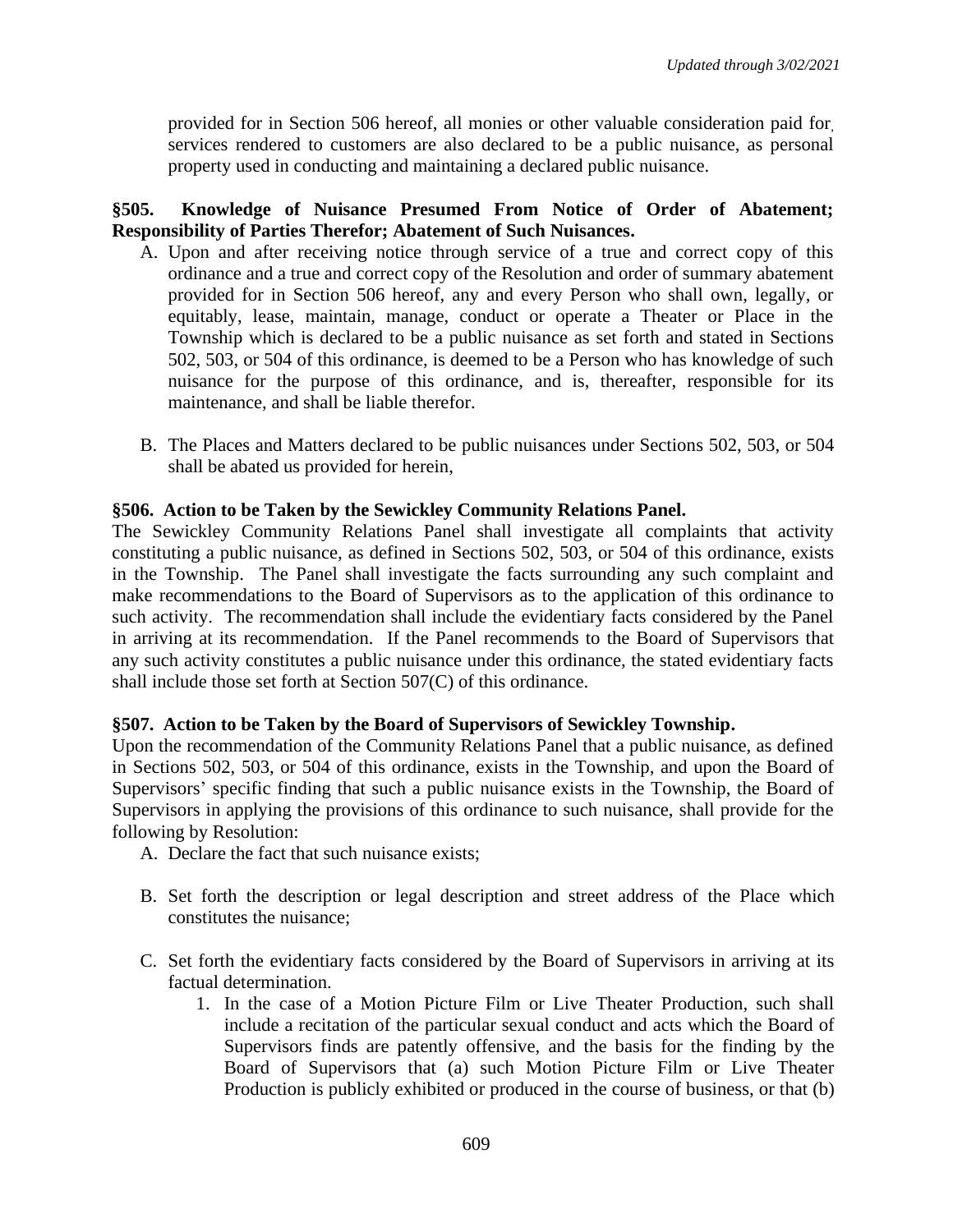provided for in Section 506 hereof, all monies or other valuable consideration paid for, services rendered to customers are also declared to be a public nuisance, as personal property used in conducting and maintaining a declared public nuisance.

**§505. Knowledge of Nuisance Presumed From Notice of Order of Abatement; Responsibility of Parties Therefor; Abatement of Such Nuisances.**

A. Upon and after receiving notice through service of a true and correct copy of this ordinance and a true and correct copy of the Resolution and order of summary abatement provided for in Section 506 hereof, any and every Person who shall own, legally, or equitably, lease, maintain, manage, conduct or operate a Theater or Place in the Township which is declared to be a public nuisance as set forth and stated in Sections 502, 503, or 504 of this ordinance, is deemed to be a Person who has knowledge of such nuisance for the purpose of this ordinance, and is, thereafter, responsible for its maintenance, and shall be liable therefor.

B. The Places and Matters declared to be public nuisances under Sections 502, 503, or 504 shall be abated us provided for herein,

**§506. Action to be Taken by the Sewickley Community Relations Panel.**

The Sewickley Community Relations Panel shall investigate all complaints that activity constituting a public nuisance, as defined in Sections 502, 503, or 504 of this ordinance, exists in the Township. The Panel shall investigate the facts surrounding any such complaint and make recommendations to the Board of Supervisors as to the application of this ordinance to such activity. The recommendation shall include the evidentiary facts considered by the Panel in arriving at its recommendation. If the Panel recommends to the Board of Supervisors that any such activity constitutes a public nuisance under this ordinance, the stated evidentiary facts shall include those set forth at Section 507(C) of this ordinance.

**§507. Action to be Taken by the Board of Supervisors of Sewickley Township.**

Upon the recommendation of the Community Relations Panel that a public nuisance, as defined in Sections 502, 503, or 504 of this ordinance, exists in the Township, and upon the Board of Supervisors' specific finding that such a public nuisance exists in the Township, the Board of Supervisors in applying the provisions of this ordinance to such nuisance, shall provide for the following by Resolution:

A. Declare the fact that such nuisance exists;

B. Set forth the description or legal description and street address of the Place which constitutes the nuisance;

C. Set forth the evidentiary facts considered by the Board of Supervisors in arriving at its factual determination.
   1. In the case of a Motion Picture Film or Live Theater Production, such shall include a recitation of the particular sexual conduct and acts which the Board of Supervisors finds are patently offensive, and the basis for the finding by the Board of Supervisors that (a) such Motion Picture Film or Live Theater Production is publicly exhibited or produced in the course of business, or that (b)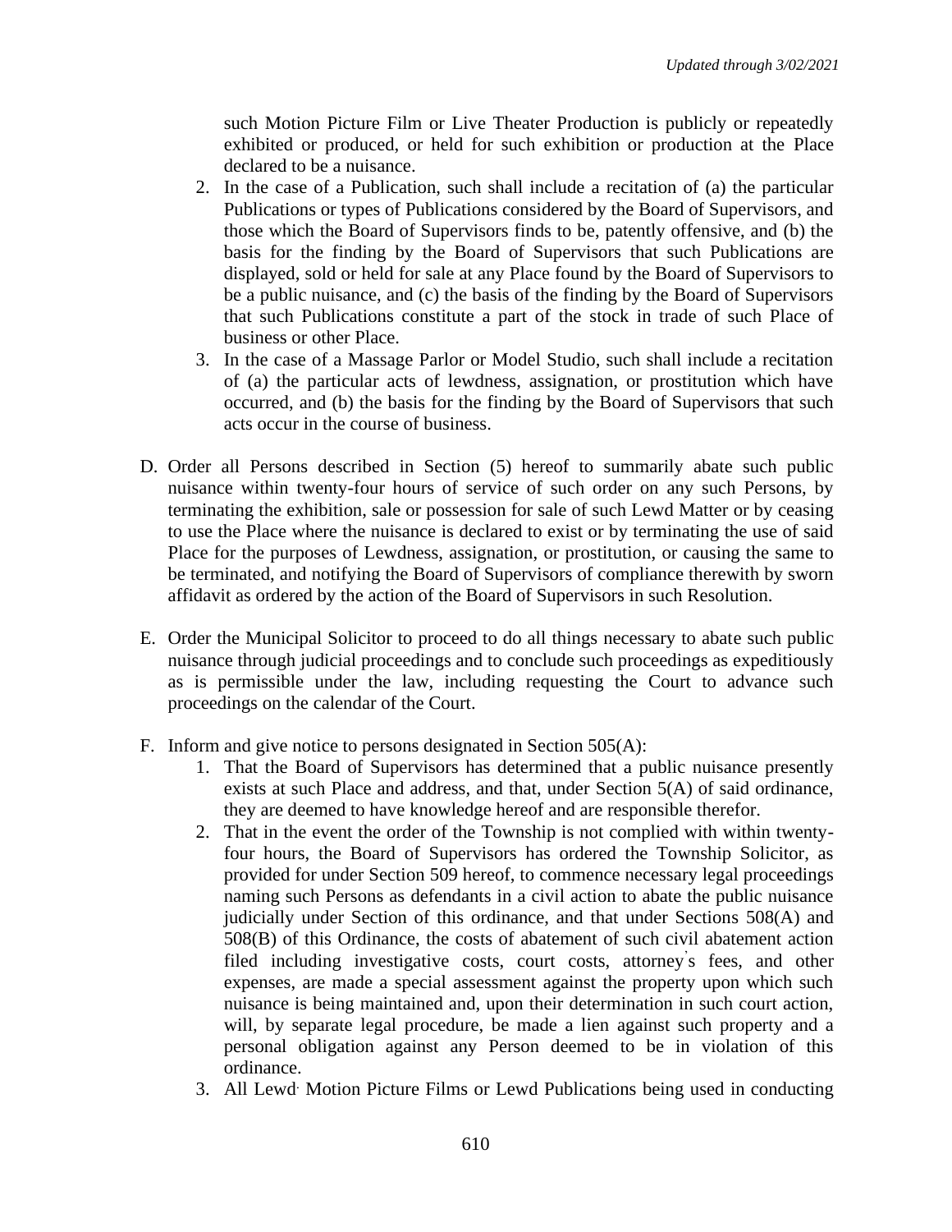such Motion Picture Film or Live Theater Production is publicly or repeatedly exhibited or produced, or held for such exhibition or production at the Place declared to be a nuisance.

2. In the case of a Publication, such shall include a recitation of (a) the particular Publications or types of Publications considered by the Board of Supervisors, and those which the Board of Supervisors finds to be, patently offensive, and (b) the basis for the finding by the Board of Supervisors that such Publications are displayed, sold or held for sale at any Place found by the Board of Supervisors to be a public nuisance, and (c) the basis of the finding by the Board of Supervisors that such Publications constitute a part of the stock in trade of such Place of business or other Place.
3. In the case of a Massage Parlor or Model Studio, such shall include a recitation of (a) the particular acts of lewdness, assignation, or prostitution which have occurred, and (b) the basis for the finding by the Board of Supervisors that such acts occur in the course of business.

D. Order all Persons described in Section (5) hereof to summarily abate such public nuisance within twenty-four hours of service of such order on any such Persons, by terminating the exhibition, sale or possession for sale of such Lewd Matter or by ceasing to use the Place where the nuisance is declared to exist or by terminating the use of said Place for the purposes of Lewdness, assignation, or prostitution, or causing the same to be terminated, and notifying the Board of Supervisors of compliance therewith by sworn affidavit as ordered by the action of the Board of Supervisors in such Resolution.

E. Order the Municipal Solicitor to proceed to do all things necessary to abate such public nuisance through judicial proceedings and to conclude such proceedings as expeditiously as is permissible under the law, including requesting the Court to advance such proceedings on the calendar of the Court.

F. Inform and give notice to persons designated in Section 505(A):
   1. That the Board of Supervisors has determined that a public nuisance presently exists at such Place and address, and that, under Section 5(A) of said ordinance, they are deemed to have knowledge hereof and are responsible therefor.
   2. That in the event the order of the Township is not complied with within twenty-four hours, the Board of Supervisors has ordered the Township Solicitor, as provided for under Section 509 hereof, to commence necessary legal proceedings naming such Persons as defendants in a civil action to abate the public nuisance judicially under Section of this ordinance, and that under Sections 508(A) and 508(B) of this Ordinance, the costs of abatement of such civil abatement action filed including investigative costs, court costs, attorney's fees, and other expenses, are made a special assessment against the property upon which such nuisance is being maintained and, upon their determination in such court action, will, by separate legal procedure, be made a lien against such property and a personal obligation against any Person deemed to be in violation of this ordinance.
   3. All Lewd Motion Picture Films or Lewd Publications being used in conducting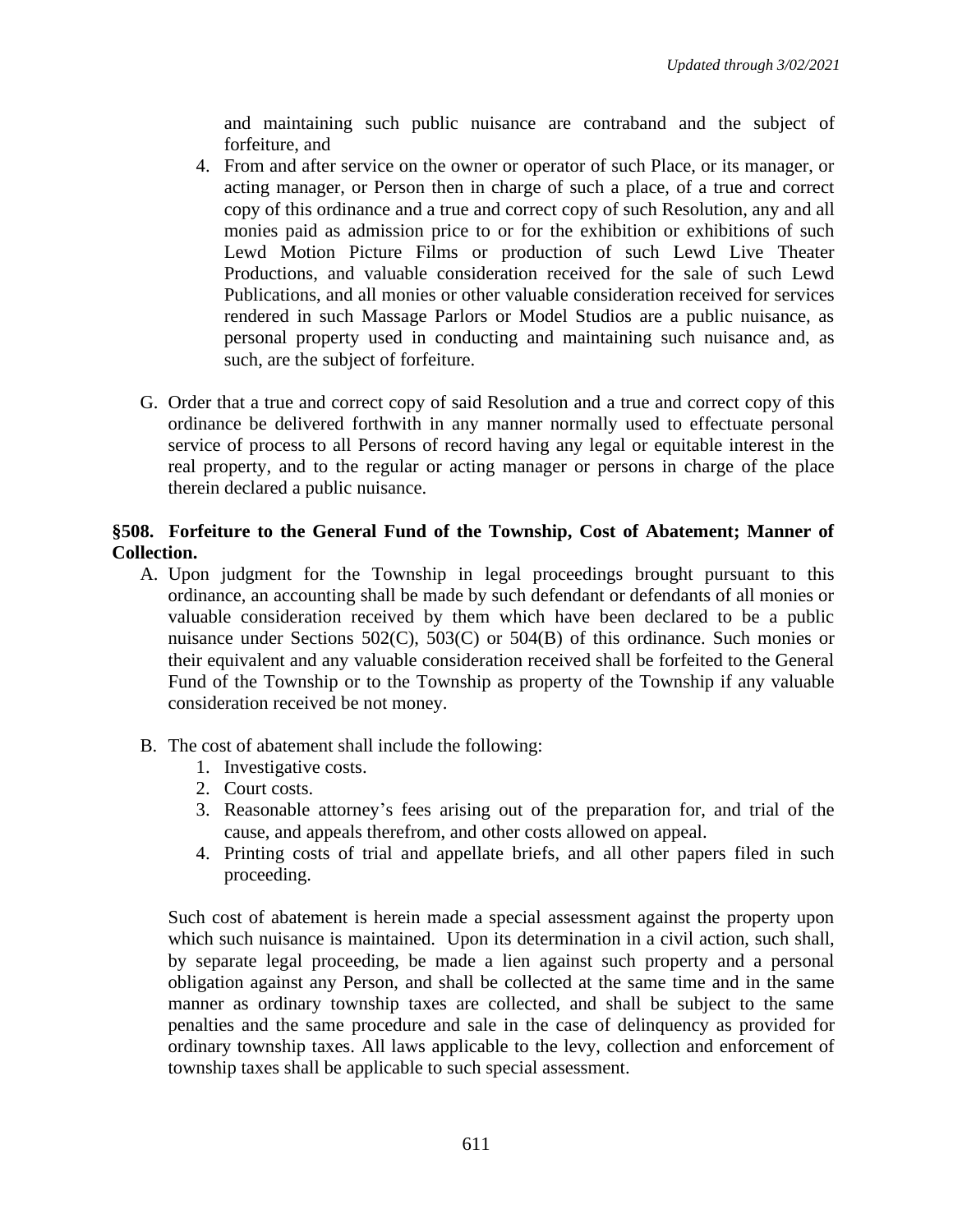and maintaining such public nuisance are contraband and the subject of forfeiture, and

4. From and after service on the owner or operator of such Place, or its manager, or acting manager, or Person then in charge of such a place, of a true and correct copy of this ordinance and a true and correct copy of such Resolution, any and all monies paid as admission price to or for the exhibition or exhibitions of such Lewd Motion Picture Films or production of such Lewd Live Theater Productions, and valuable consideration received for the sale of such Lewd Publications, and all monies or other valuable consideration received for services rendered in such Massage Parlors or Model Studios are a public nuisance, as personal property used in conducting and maintaining such nuisance and, as such, are the subject of forfeiture.

G. Order that a true and correct copy of said Resolution and a true and correct copy of this ordinance be delivered forthwith in any manner normally used to effectuate personal service of process to all Persons of record having any legal or equitable interest in the real property, and to the regular or acting manager or persons in charge of the place therein declared a public nuisance.

**§508. Forfeiture to the General Fund of the Township, Cost of Abatement; Manner of Collection.**

A. Upon judgment for the Township in legal proceedings brought pursuant to this ordinance, an accounting shall be made by such defendant or defendants of all monies or valuable consideration received by them which have been declared to be a public nuisance under Sections 502(C), 503(C) or 504(B) of this ordinance. Such monies or their equivalent and any valuable consideration received shall be forfeited to the General Fund of the Township or to the Township as property of the Township if any valuable consideration received be not money.

B. The cost of abatement shall include the following:
   1. Investigative costs.
   2. Court costs.
   3. Reasonable attorney's fees arising out of the preparation for, and trial of the cause, and appeals therefrom, and other costs allowed on appeal.
   4. Printing costs of trial and appellate briefs, and all other papers filed in such proceeding.

   Such cost of abatement is herein made a special assessment against the property upon which such nuisance is maintained. Upon its determination in a civil action, such shall, by separate legal proceeding, be made a lien against such property and a personal obligation against any Person, and shall be collected at the same time and in the same manner as ordinary township taxes are collected, and shall be subject to the same penalties and the same procedure and sale in the case of delinquency as provided for ordinary township taxes. All laws applicable to the levy, collection and enforcement of township taxes shall be applicable to such special assessment.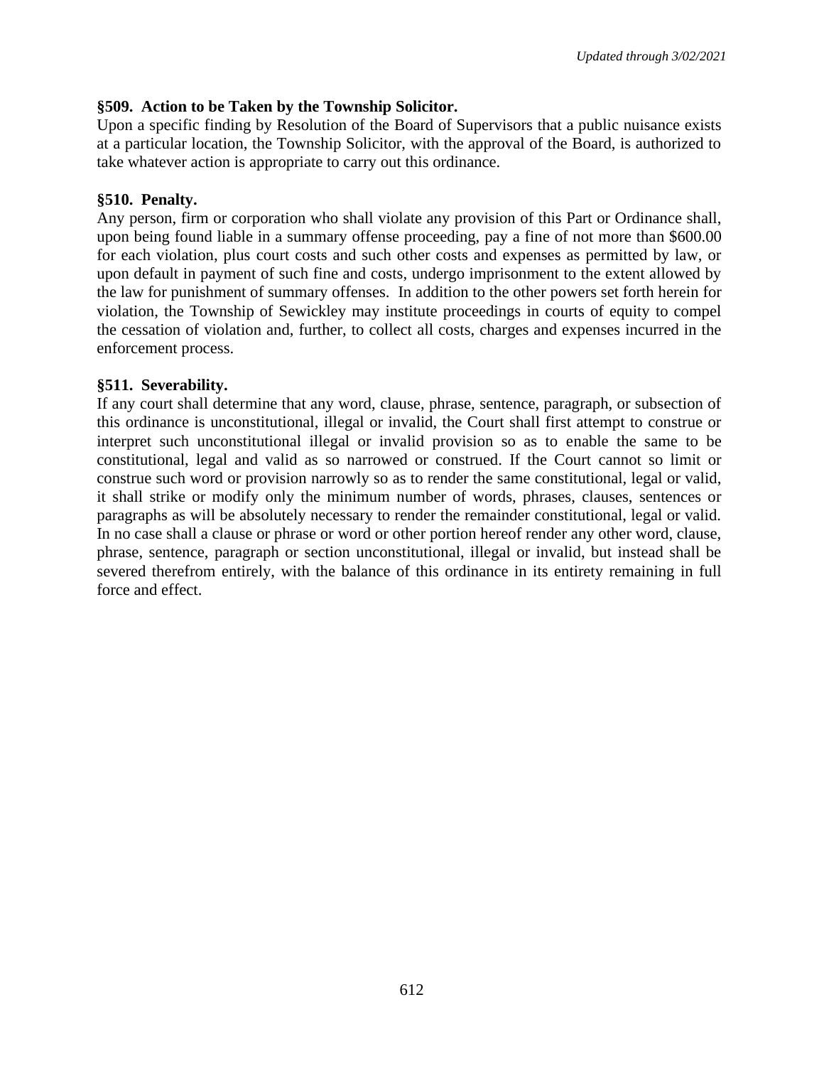**§509. Action to be Taken by the Township Solicitor.**

Upon a specific finding by Resolution of the Board of Supervisors that a public nuisance exists at a particular location, the Township Solicitor, with the approval of the Board, is authorized to take whatever action is appropriate to carry out this ordinance.

**§510. Penalty.**

Any person, firm or corporation who shall violate any provision of this Part or Ordinance shall, upon being found liable in a summary offense proceeding, pay a fine of not more than $600.00 for each violation, plus court costs and such other costs and expenses as permitted by law, or upon default in payment of such fine and costs, undergo imprisonment to the extent allowed by the law for punishment of summary offenses. In addition to the other powers set forth herein for violation, the Township of Sewickley may institute proceedings in courts of equity to compel the cessation of violation and, further, to collect all costs, charges and expenses incurred in the enforcement process.

**§511. Severability.**

If any court shall determine that any word, clause, phrase, sentence, paragraph, or subsection of this ordinance is unconstitutional, illegal or invalid, the Court shall first attempt to construe or interpret such unconstitutional illegal or invalid provision so as to enable the same to be constitutional, legal and valid as so narrowed or construed. If the Court cannot so limit or construe such word or provision narrowly so as to render the same constitutional, legal or valid, it shall strike or modify only the minimum number of words, phrases, clauses, sentences or paragraphs as will be absolutely necessary to render the remainder constitutional, legal or valid. In no case shall a clause or phrase or word or other portion hereof render any other word, clause, phrase, sentence, paragraph or section unconstitutional, illegal or invalid, but instead shall be severed therefrom entirely, with the balance of this ordinance in its entirety remaining in full force and effect.